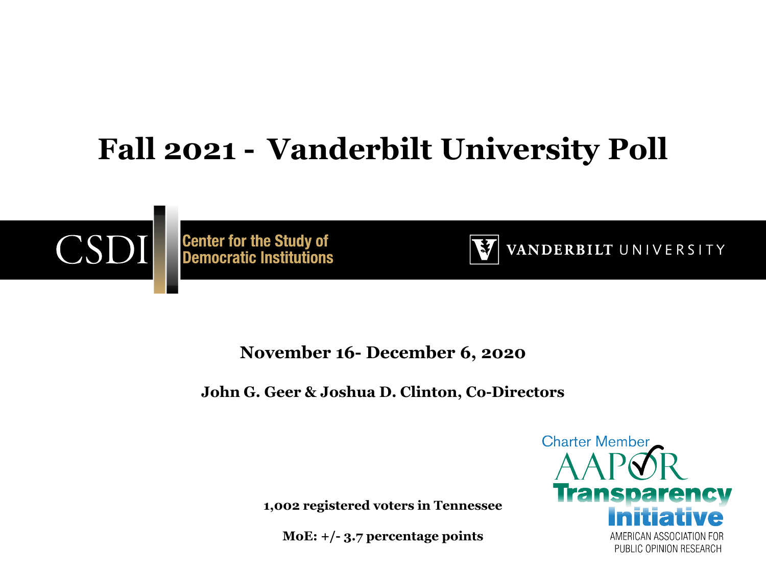# Fall 2021 - Vanderbilt University Poll

CSDI Center for the Study of Democratic Institutions

VANDERBILT UNIVERSITY

**November 16- December 6, 2020**

**John G. Geer & Joshua D. Clinton, Co-Directors**

**1,002 registered voters in Tennessee**

**MoE: +/- 3.7 percentage points**

Charter Member AAPOR Transparency Initiative
AMERICAN ASSOCIATION FOR PUBLIC OPINION RESEARCH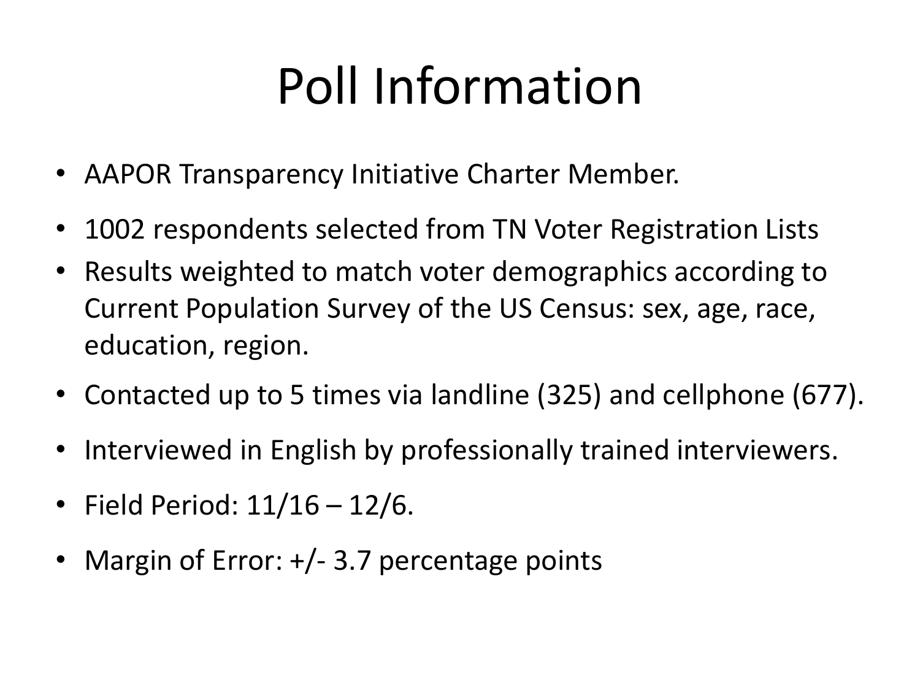# Poll Information

- AAPOR Transparency Initiative Charter Member.
- 1002 respondents selected from TN Voter Registration Lists
- Results weighted to match voter demographics according to Current Population Survey of the US Census: sex, age, race, education, region.
- Contacted up to 5 times via landline (325) and cellphone (677).
- Interviewed in English by professionally trained interviewers.
- Field Period: 11/16 – 12/6.
- Margin of Error: +/- 3.7 percentage points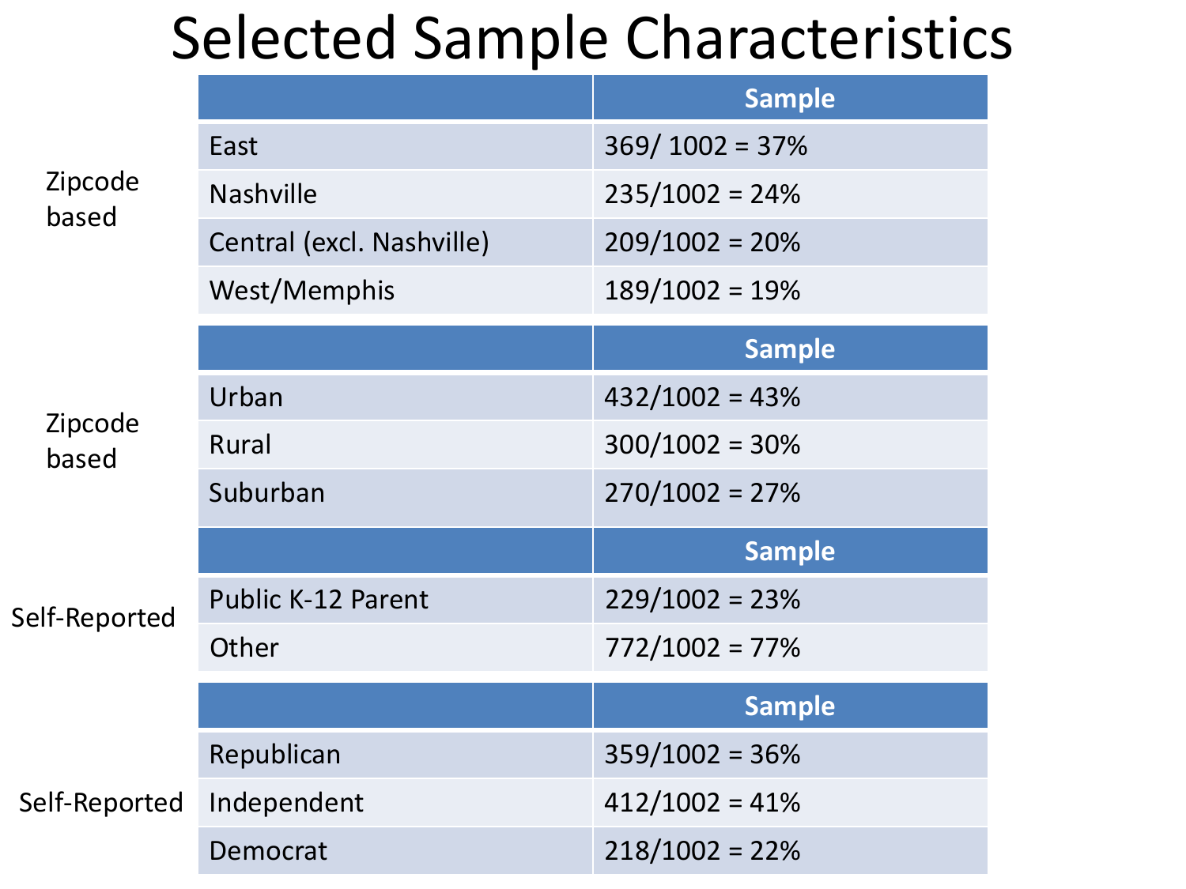# Selected Sample Characteristics

| | | Sample |
|---|---|---|
| Zipcode based | East | 369/ 1002 = 37% |
| | Nashville | 235/1002 = 24% |
| | Central (excl. Nashville) | 209/1002 = 20% |
| | West/Memphis | 189/1002 = 19% |

| | | Sample |
|---|---|---|
| Zipcode based | Urban | 432/1002 = 43% |
| | Rural | 300/1002 = 30% |
| | Suburban | 270/1002 = 27% |

| | | Sample |
|---|---|---|
| Self-Reported | Public K-12 Parent | 229/1002 = 23% |
| | Other | 772/1002 = 77% |

| | | Sample |
|---|---|---|
| Self-Reported | Republican | 359/1002 = 36% |
| | Independent | 412/1002 = 41% |
| | Democrat | 218/1002 = 22% |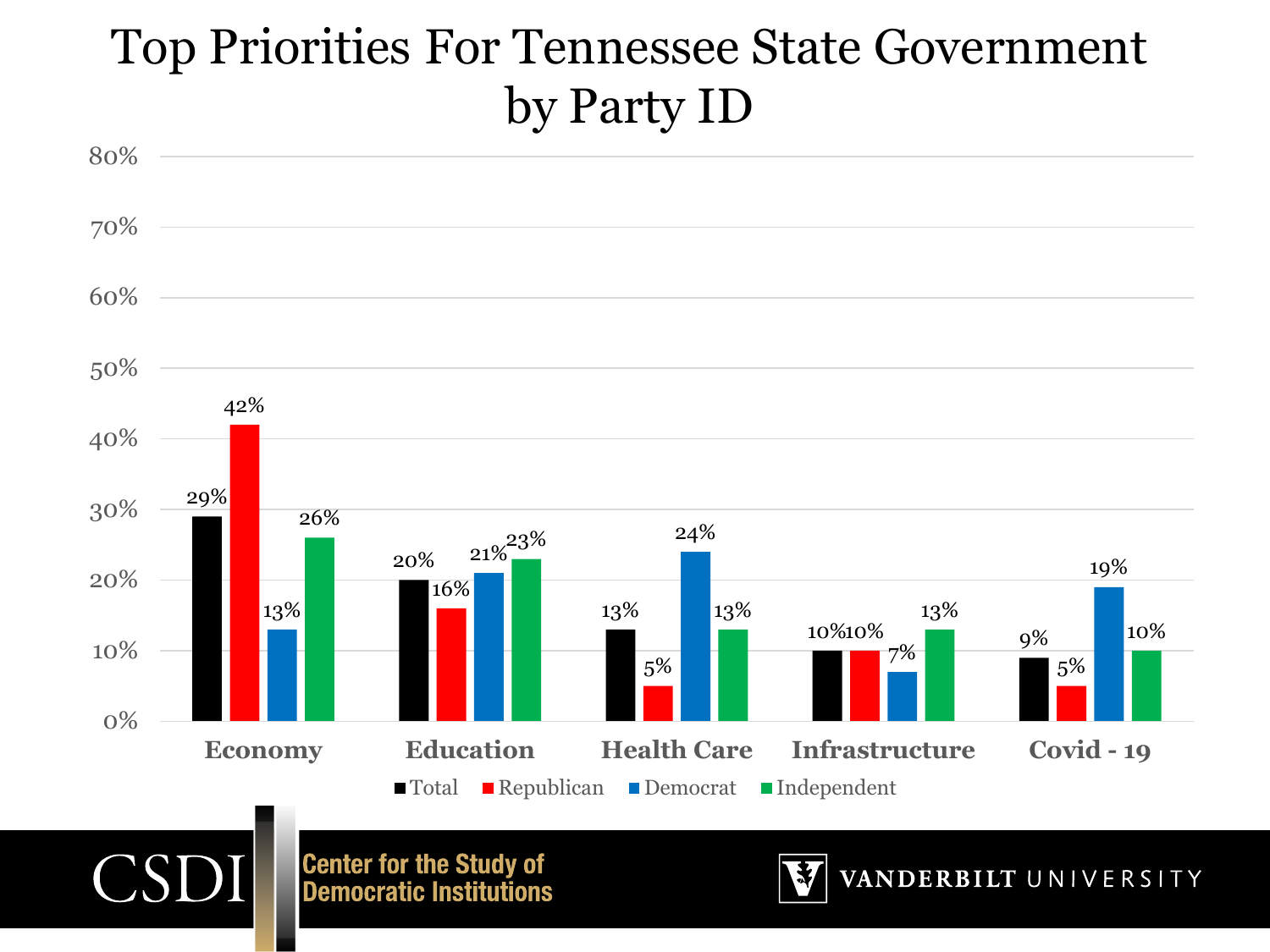# Top Priorities For Tennessee State Government by Party ID

| | Total | Republican | Democrat | Independent |
|---|---|---|---|---|
| Economy | 29% | 42% | 13% | 26% |
| Education | 20% | 16% | 21% | 23% |
| Health Care | 13% | 5% | 24% | 13% |
| Infrastructure | 10% | 10% | 7% | 13% |
| Covid - 19 | 9% | 5% | 19% | 10% |

CSDI Center for the Study of Democratic Institutions

VANDERBILT UNIVERSITY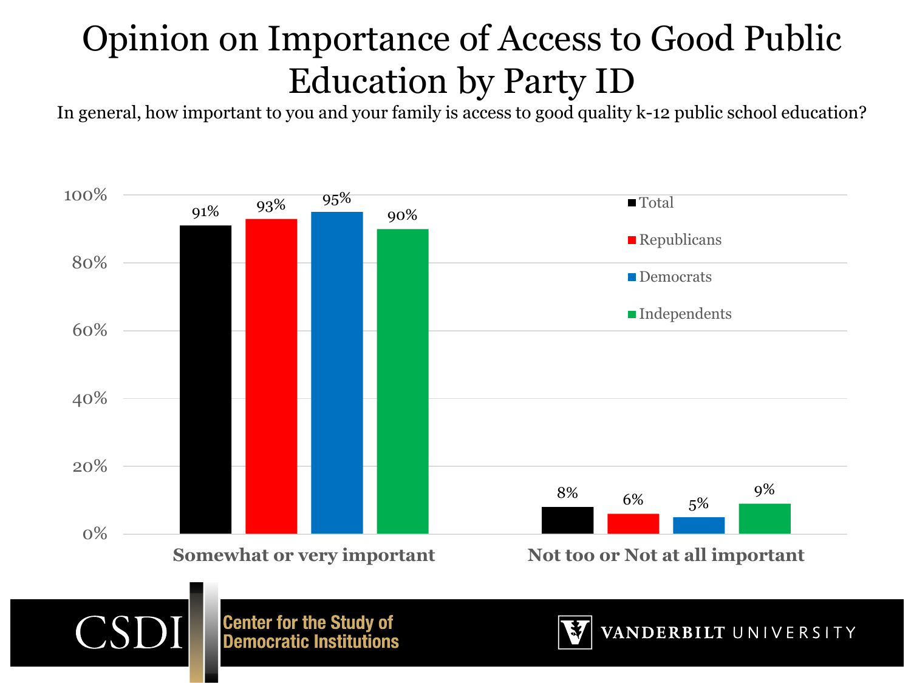# Opinion on Importance of Access to Good Public Education by Party ID

In general, how important to you and your family is access to good quality k-12 public school education?

| | Total | Republicans | Democrats | Independents |
|---|---|---|---|---|
| Somewhat or very important | 91% | 93% | 95% | 90% |
| Not too or Not at all important | 8% | 6% | 5% | 9% |

CSDI Center for the Study of Democratic Institutions

VANDERBILT UNIVERSITY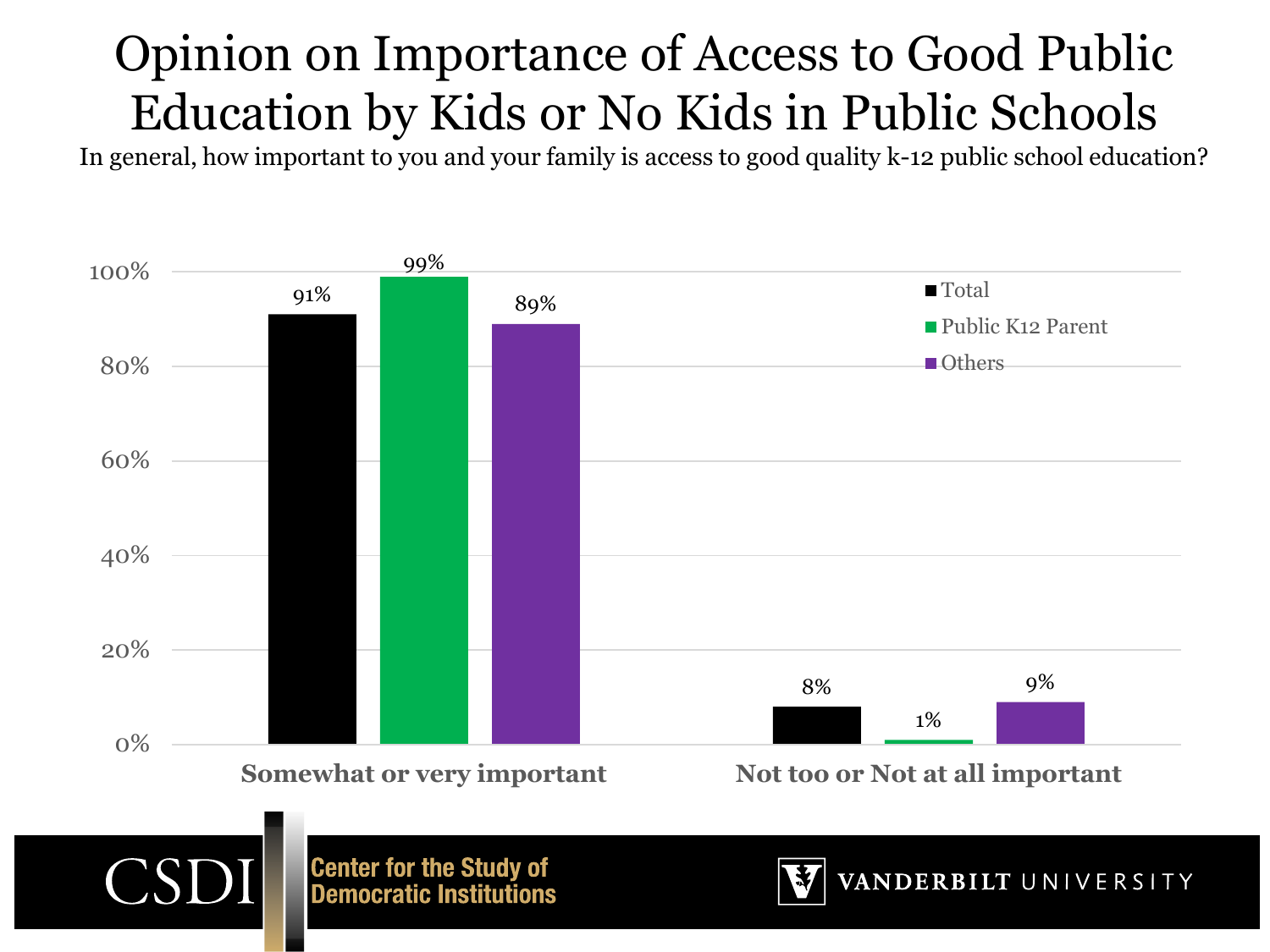# Opinion on Importance of Access to Good Public Education by Kids or No Kids in Public Schools

In general, how important to you and your family is access to good quality k-12 public school education?

| | Total | Public K12 Parent | Others |
|---|---|---|---|
| Somewhat or very important | 91% | 99% | 89% |
| Not too or Not at all important | 8% | 1% | 9% |

CSDI Center for the Study of Democratic Institutions

VANDERBILT UNIVERSITY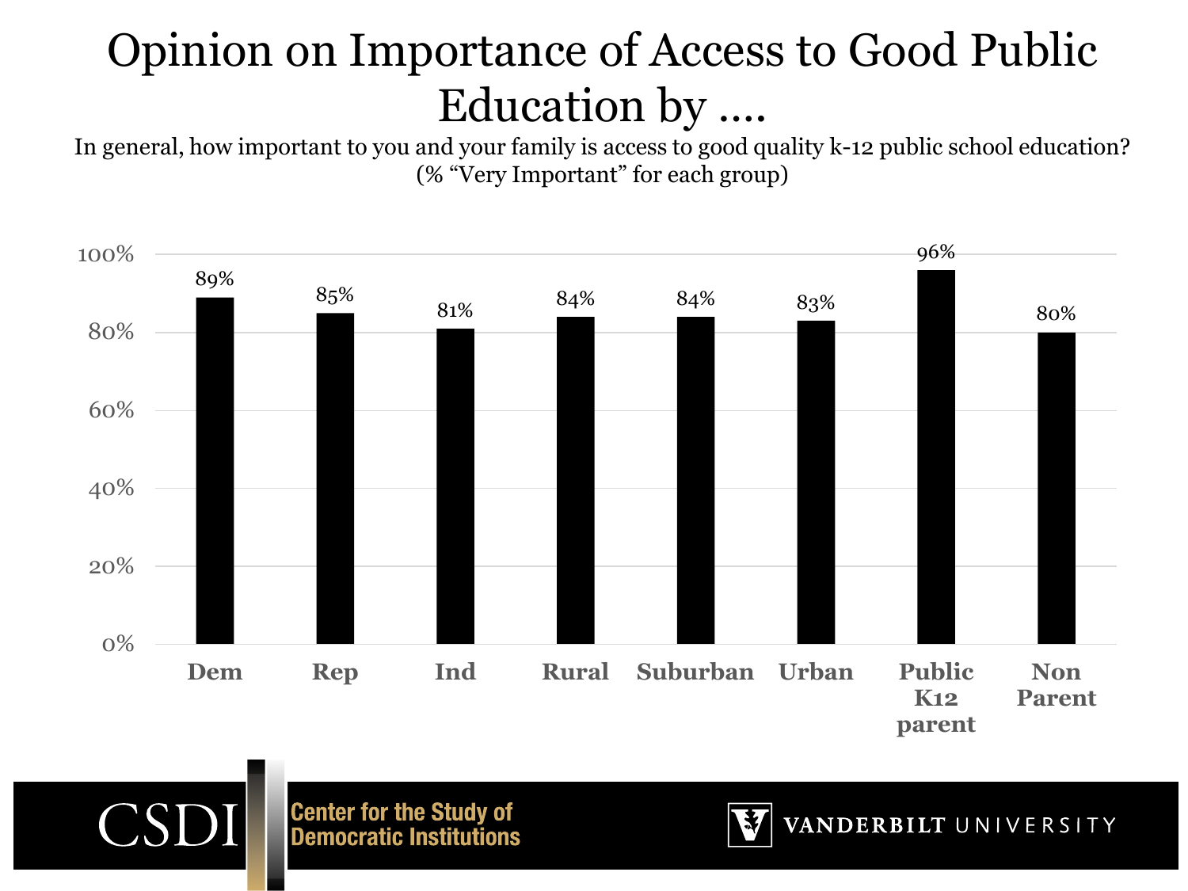# Opinion on Importance of Access to Good Public Education by ....

In general, how important to you and your family is access to good quality k-12 public school education?
(% "Very Important" for each group)

| Group | % Very Important |
|---|---|
| Dem | 89% |
| Rep | 85% |
| Ind | 81% |
| Rural | 84% |
| Suburban | 84% |
| Urban | 83% |
| Public K12 parent | 96% |
| Non Parent | 80% |

CSDI Center for the Study of Democratic Institutions

VANDERBILT UNIVERSITY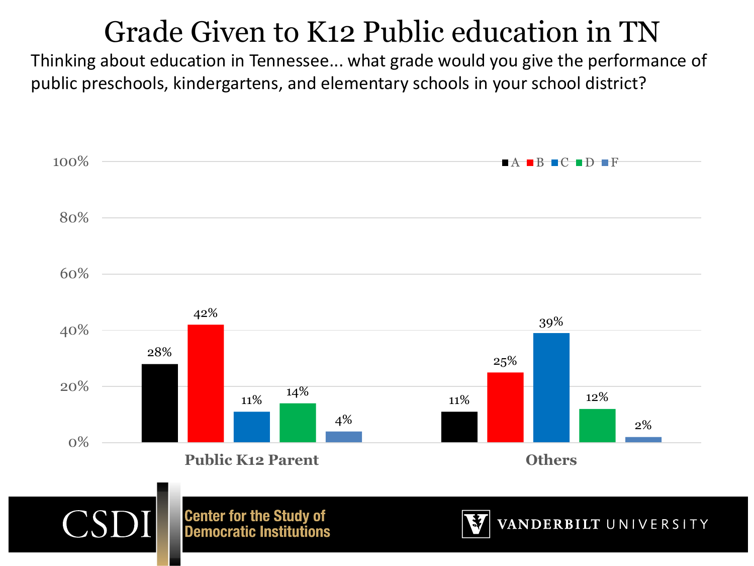# Grade Given to K12 Public education in TN

Thinking about education in Tennessee... what grade would you give the performance of public preschools, kindergartens, and elementary schools in your school district?

| | A | B | C | D | F |
|---|---|---|---|---|---|
| Public K12 Parent | 28% | 42% | 11% | 14% | 4% |
| Others | 11% | 25% | 39% | 12% | 2% |

CSDI Center for the Study of Democratic Institutions

VANDERBILT UNIVERSITY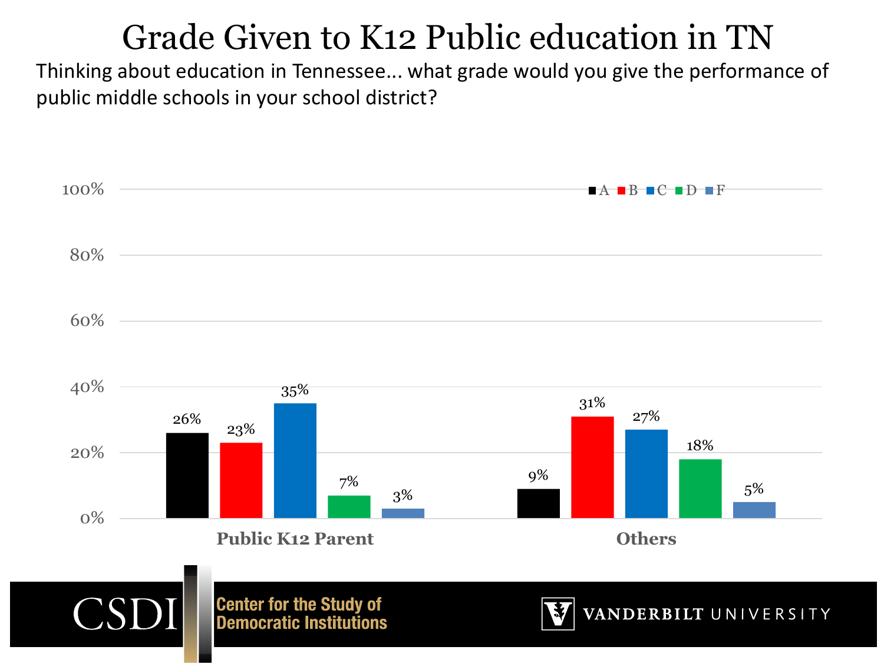# Grade Given to K12 Public education in TN

Thinking about education in Tennessee... what grade would you give the performance of public middle schools in your school district?

| | A | B | C | D | F |
|---|---|---|---|---|---|
| Public K12 Parent | 26% | 23% | 35% | 7% | 3% |
| Others | 9% | 31% | 27% | 18% | 5% |

CSDI Center for the Study of Democratic Institutions

VANDERBILT UNIVERSITY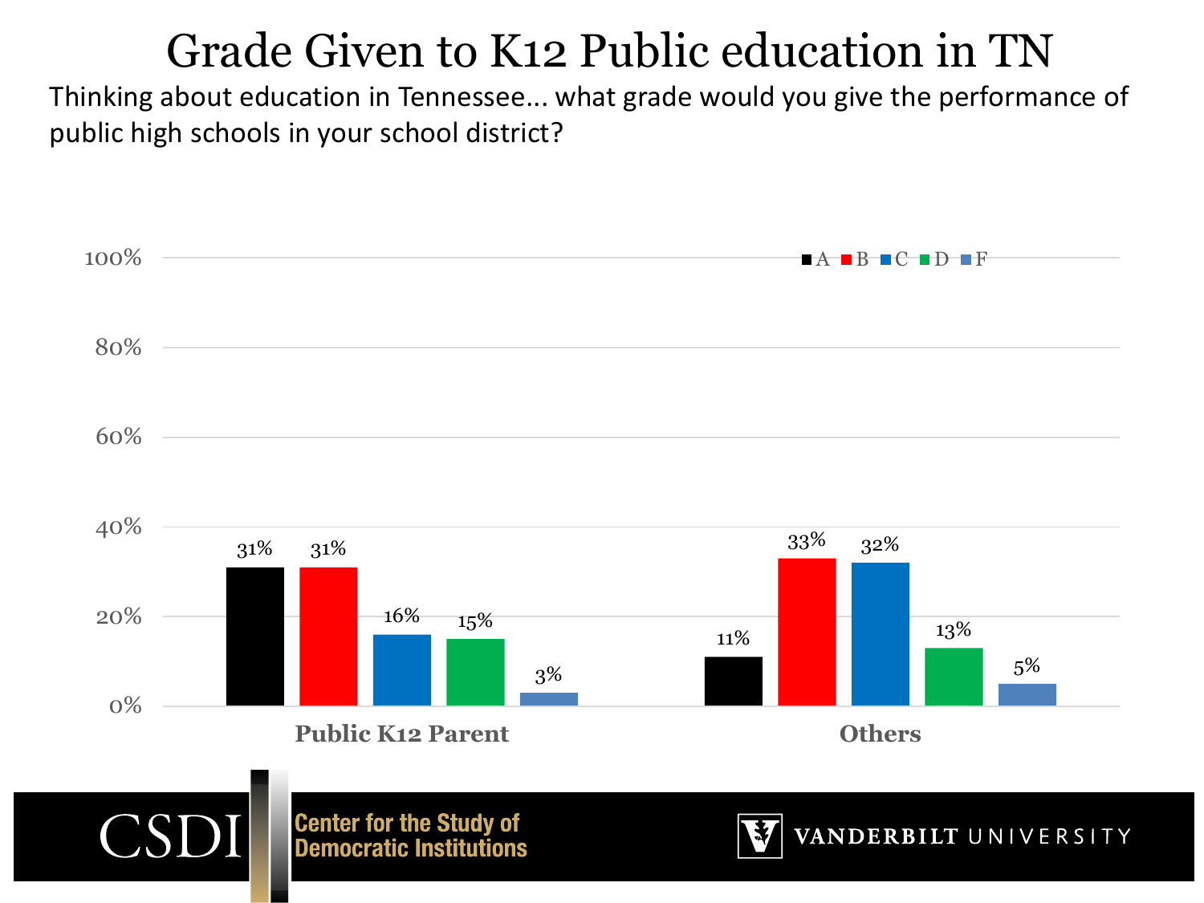# Grade Given to K12 Public education in TN

Thinking about education in Tennessee… what grade would you give the performance of public high schools in your school district?

| | A | B | C | D | F |
|---|---|---|---|---|---|
| Public K12 Parent | 31% | 31% | 16% | 15% | 3% |
| Others | 11% | 33% | 32% | 13% | 5% |

CSDI Center for the Study of Democratic Institutions

VANDERBILT UNIVERSITY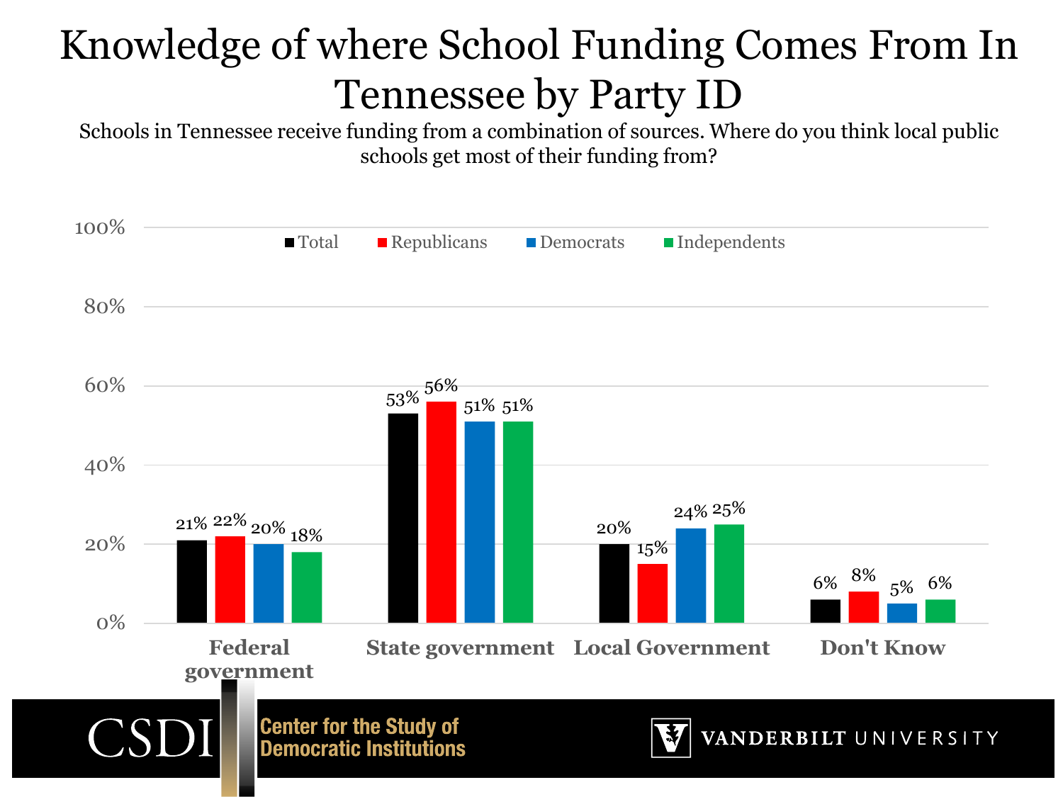# Knowledge of where School Funding Comes From In Tennessee by Party ID

Schools in Tennessee receive funding from a combination of sources. Where do you think local public schools get most of their funding from?

| | Total | Republicans | Democrats | Independents |
|---|---|---|---|---|
| Federal government | 21% | 22% | 20% | 18% |
| State government | 53% | 56% | 51% | 51% |
| Local Government | 20% | 15% | 24% | 25% |
| Don't Know | 6% | 8% | 5% | 6% |

CSDI Center for the Study of Democratic Institutions

VANDERBILT UNIVERSITY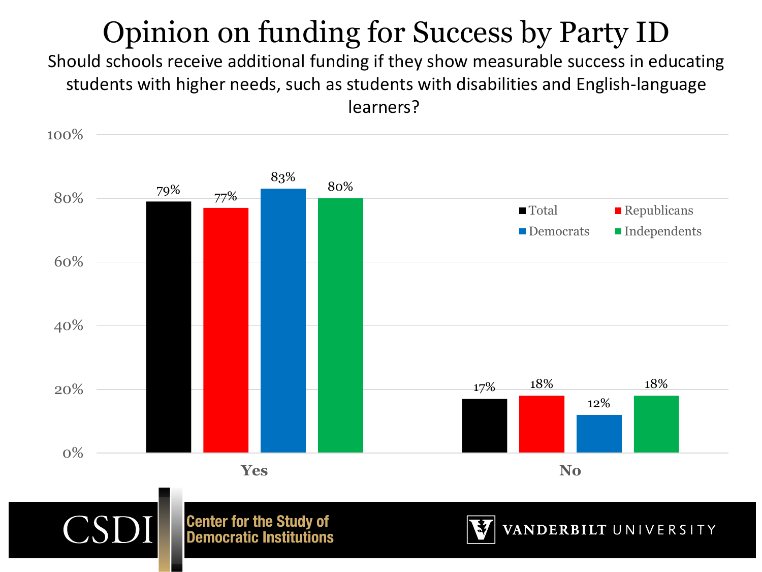# Opinion on funding for Success by Party ID

Should schools receive additional funding if they show measurable success in educating students with higher needs, such as students with disabilities and English-language learners?

| | Total | Republicans | Democrats | Independents |
|---|---|---|---|---|
| Yes | 79% | 77% | 83% | 80% |
| No | 17% | 18% | 12% | 18% |

CSDI Center for the Study of Democratic Institutions

VANDERBILT UNIVERSITY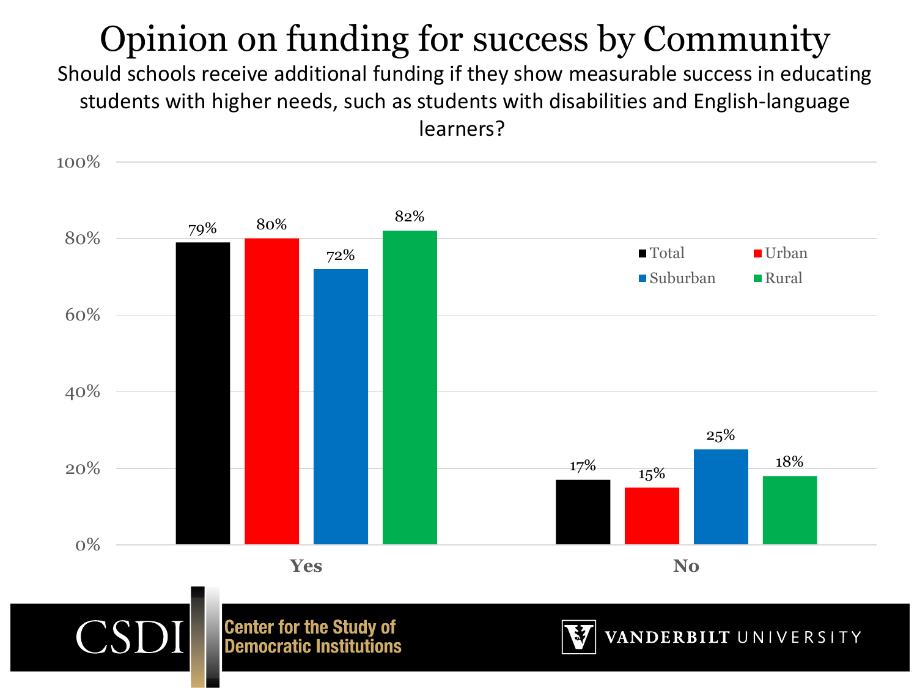# Opinion on funding for success by Community

Should schools receive additional funding if they show measurable success in educating students with higher needs, such as students with disabilities and English-language learners?

| | Total | Urban | Suburban | Rural |
| --- | --- | --- | --- | --- |
| Yes | 79% | 80% | 72% | 82% |
| No | 17% | 15% | 25% | 18% |

CSDI Center for the Study of Democratic Institutions

VANDERBILT UNIVERSITY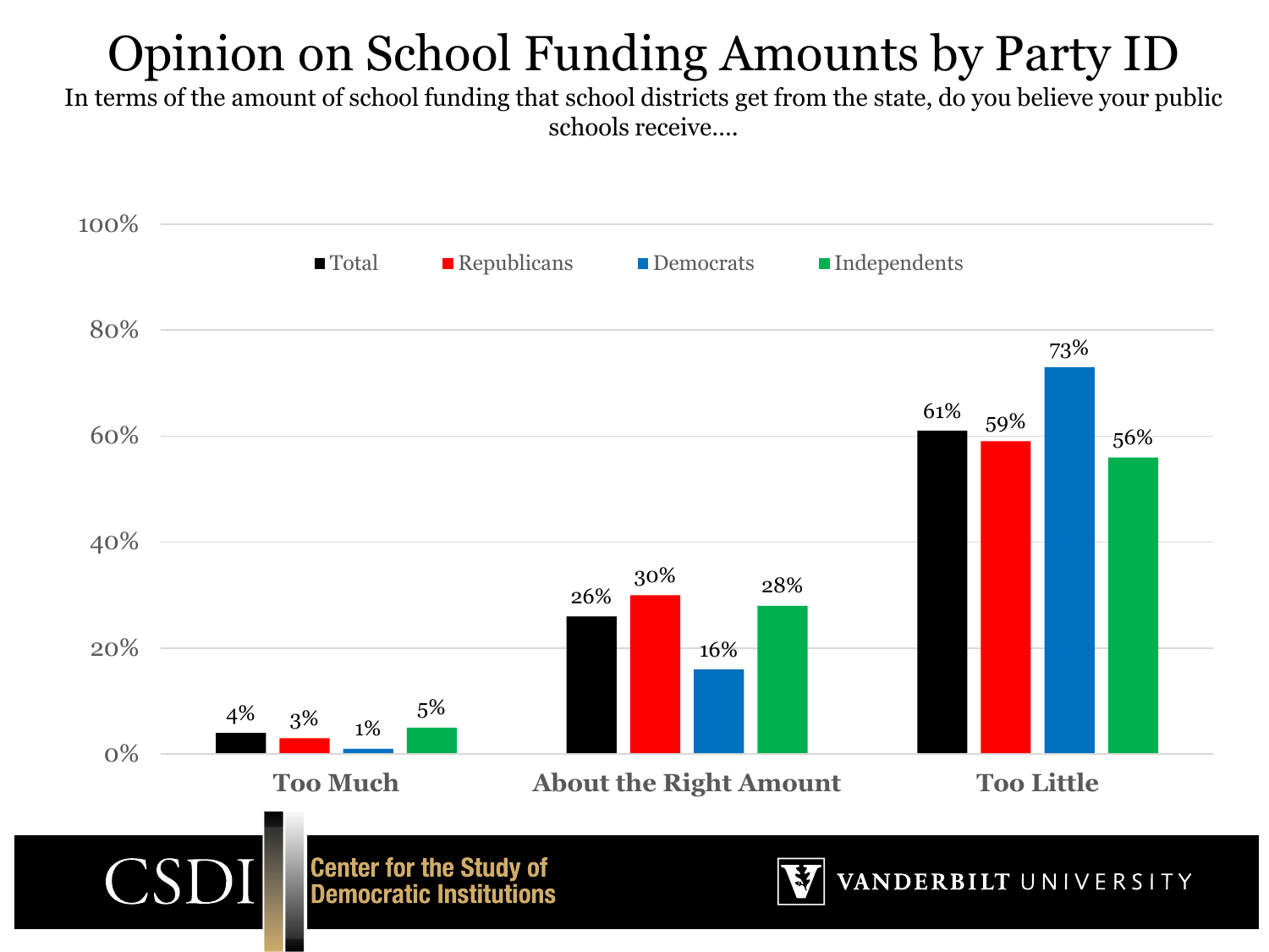# Opinion on School Funding Amounts by Party ID

In terms of the amount of school funding that school districts get from the state, do you believe your public schools receive....

| | Total | Republicans | Democrats | Independents |
|---|---|---|---|---|
| Too Much | 4% | 3% | 1% | 5% |
| About the Right Amount | 26% | 30% | 16% | 28% |
| Too Little | 61% | 59% | 73% | 56% |

CSDI Center for the Study of Democratic Institutions

VANDERBILT UNIVERSITY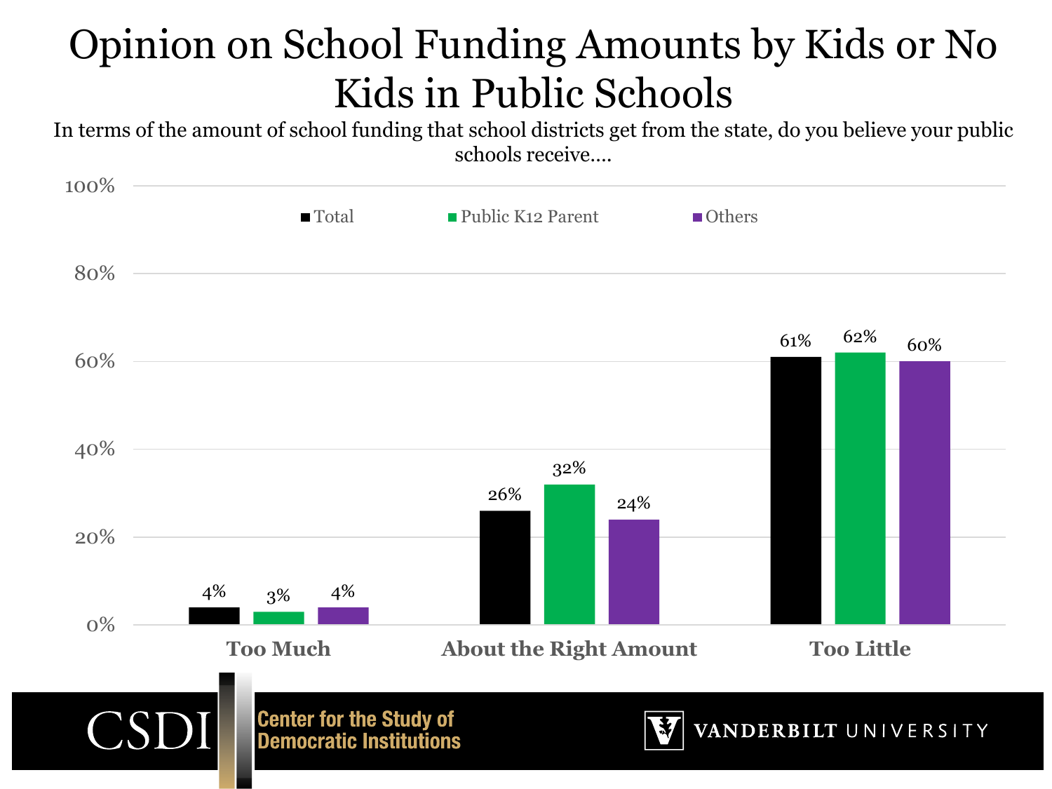# Opinion on School Funding Amounts by Kids or No Kids in Public Schools

In terms of the amount of school funding that school districts get from the state, do you believe your public schools receive....

| | Total | Public K12 Parent | Others |
|---|---|---|---|
| Too Much | 4% | 3% | 4% |
| About the Right Amount | 26% | 32% | 24% |
| Too Little | 61% | 62% | 60% |

CSDI Center for the Study of Democratic Institutions

VANDERBILT UNIVERSITY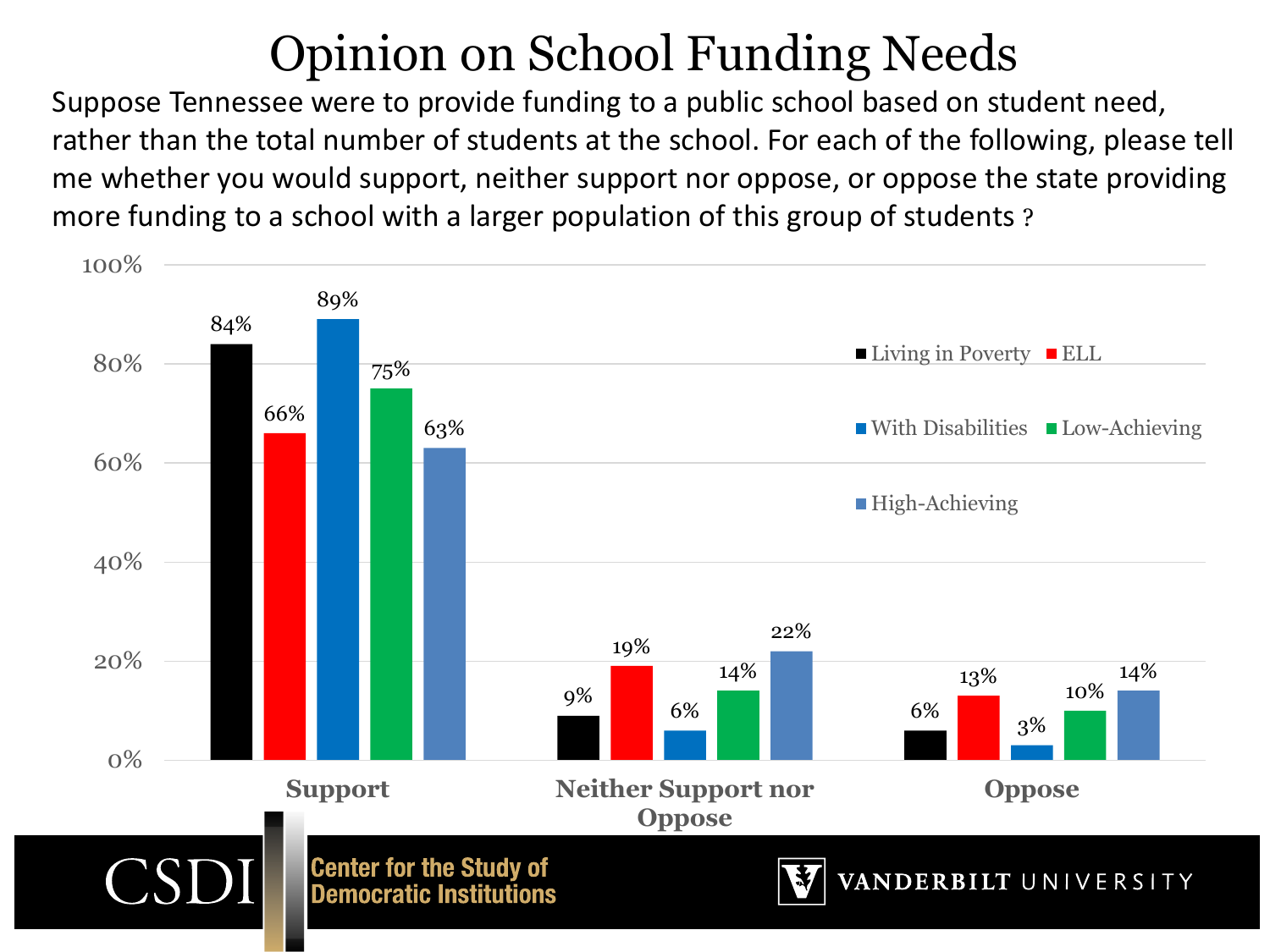# Opinion on School Funding Needs

Suppose Tennessee were to provide funding to a public school based on student need, rather than the total number of students at the school. For each of the following, please tell me whether you would support, neither support nor oppose, or oppose the state providing more funding to a school with a larger population of this group of students ?

| | Living in Poverty | ELL | With Disabilities | Low-Achieving | High-Achieving |
|---|---|---|---|---|---|
| Support | 84% | 66% | 89% | 75% | 63% |
| Neither Support nor Oppose | 9% | 19% | 6% | 14% | 22% |
| Oppose | 6% | 13% | 3% | 10% | 14% |

CSDI Center for the Study of Democratic Institutions

VANDERBILT UNIVERSITY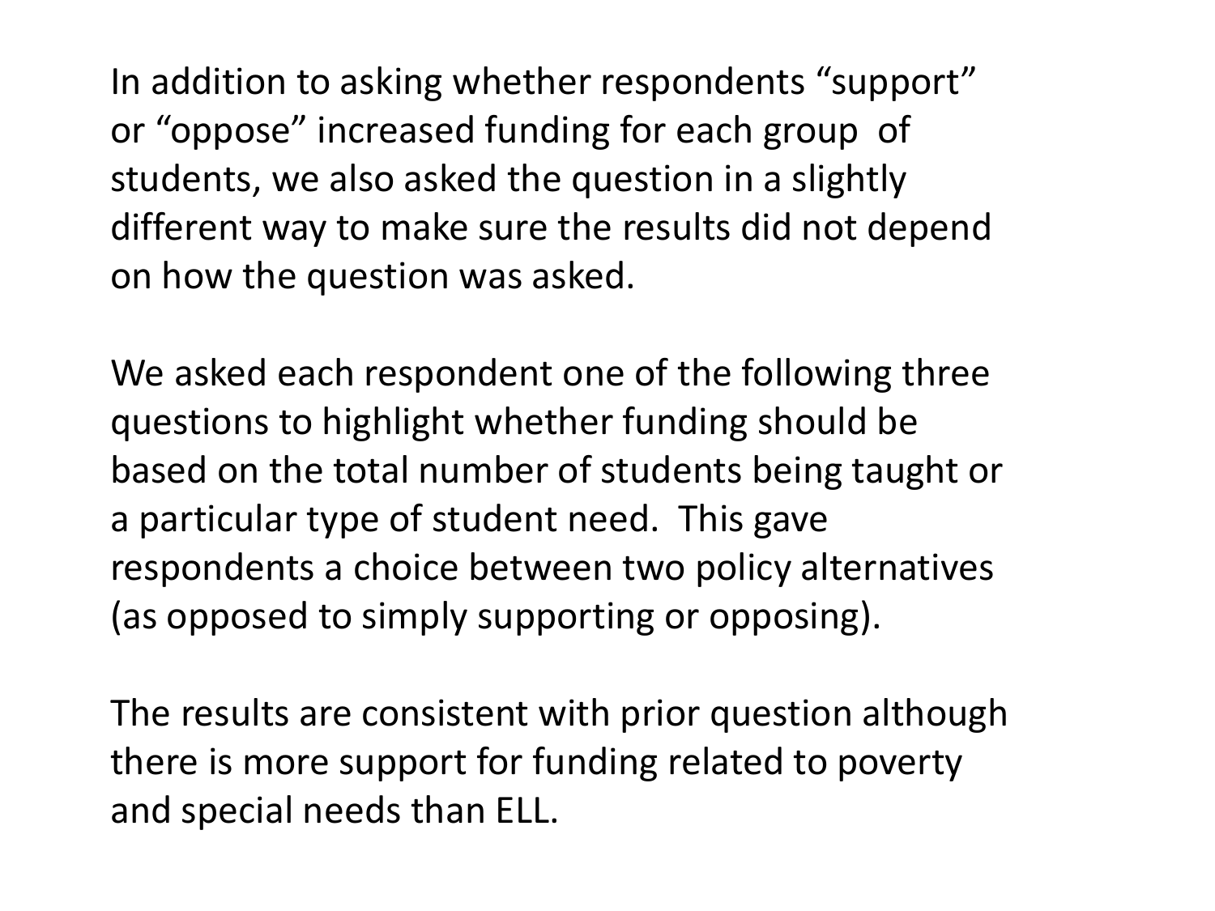In addition to asking whether respondents “support” or “oppose” increased funding for each group of students, we also asked the question in a slightly different way to make sure the results did not depend on how the question was asked.

We asked each respondent one of the following three questions to highlight whether funding should be based on the total number of students being taught or a particular type of student need. This gave respondents a choice between two policy alternatives (as opposed to simply supporting or opposing).

The results are consistent with prior question although there is more support for funding related to poverty and special needs than ELL.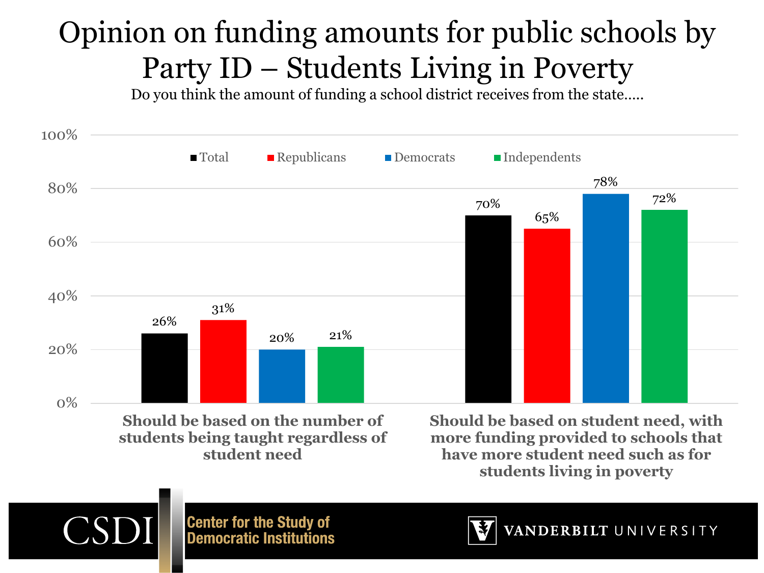# Opinion on funding amounts for public schools by Party ID – Students Living in Poverty

Do you think the amount of funding a school district receives from the state.....

| | Total | Republicans | Democrats | Independents |
|---|---|---|---|---|
| Should be based on the number of students being taught regardless of student need | 26% | 31% | 20% | 21% |
| Should be based on student need, with more funding provided to schools that have more student need such as for students living in poverty | 70% | 65% | 78% | 72% |

CSDI Center for the Study of Democratic Institutions

VANDERBILT UNIVERSITY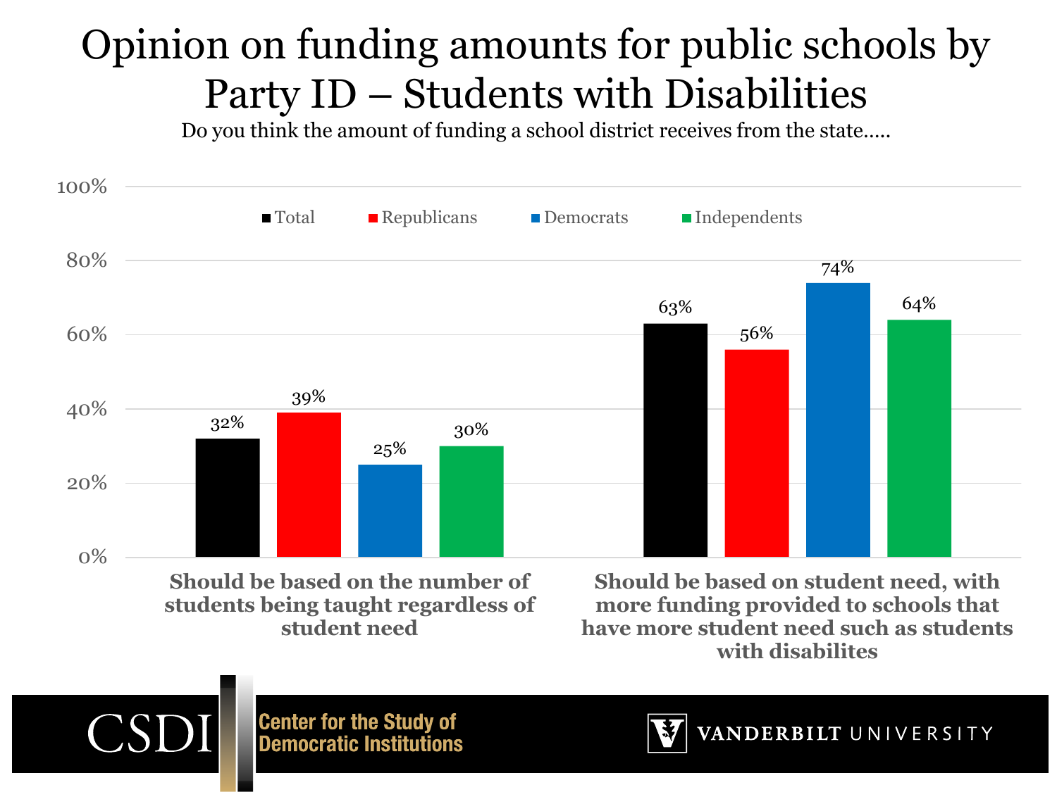# Opinion on funding amounts for public schools by Party ID – Students with Disabilities

Do you think the amount of funding a school district receives from the state…..

| | Total | Republicans | Democrats | Independents |
|---|---|---|---|---|
| Should be based on the number of students being taught regardless of student need | 32% | 39% | 25% | 30% |
| Should be based on student need, with more funding provided to schools that have more student need such as students with disabilites | 63% | 56% | 74% | 64% |

CSDI Center for the Study of Democratic Institutions

VANDERBILT UNIVERSITY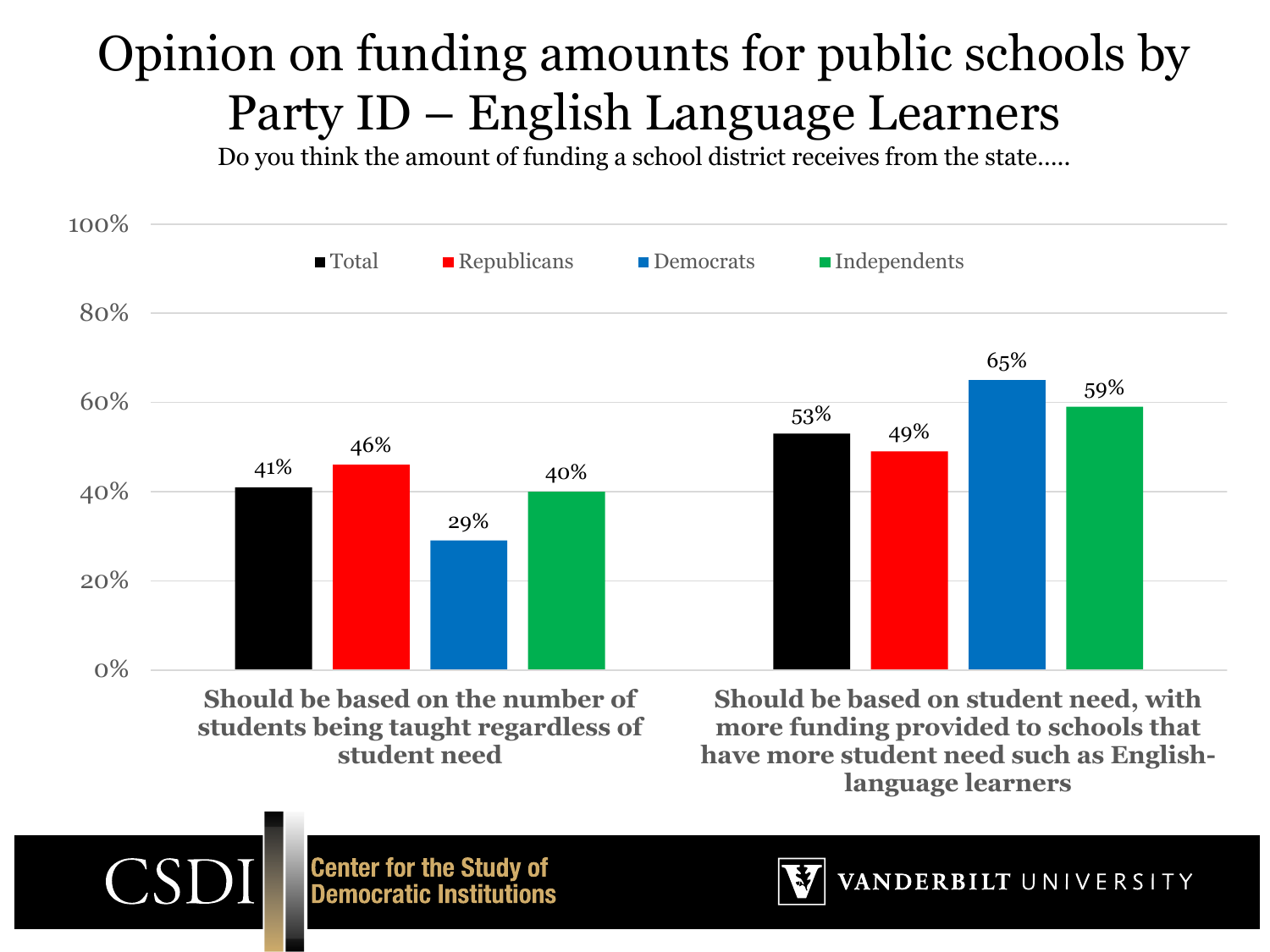# Opinion on funding amounts for public schools by Party ID – English Language Learners

Do you think the amount of funding a school district receives from the state.....

| | Total | Republicans | Democrats | Independents |
|---|---|---|---|---|
| Should be based on the number of students being taught regardless of student need | 41% | 46% | 29% | 40% |
| Should be based on student need, with more funding provided to schools that have more student need such as English-language learners | 53% | 49% | 65% | 59% |

CSDI Center for the Study of Democratic Institutions

VANDERBILT UNIVERSITY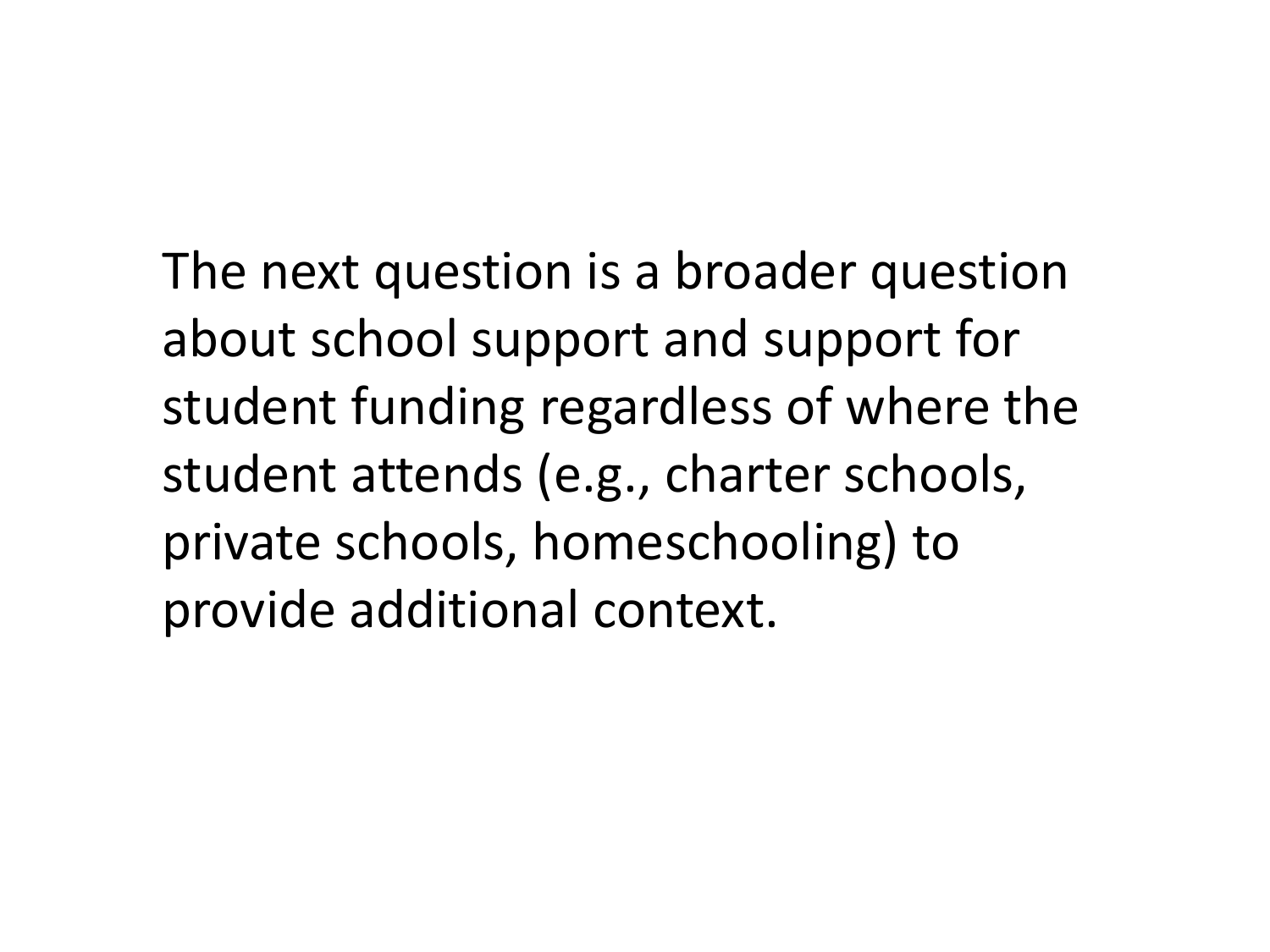The next question is a broader question about school support and support for student funding regardless of where the student attends (e.g., charter schools, private schools, homeschooling) to provide additional context.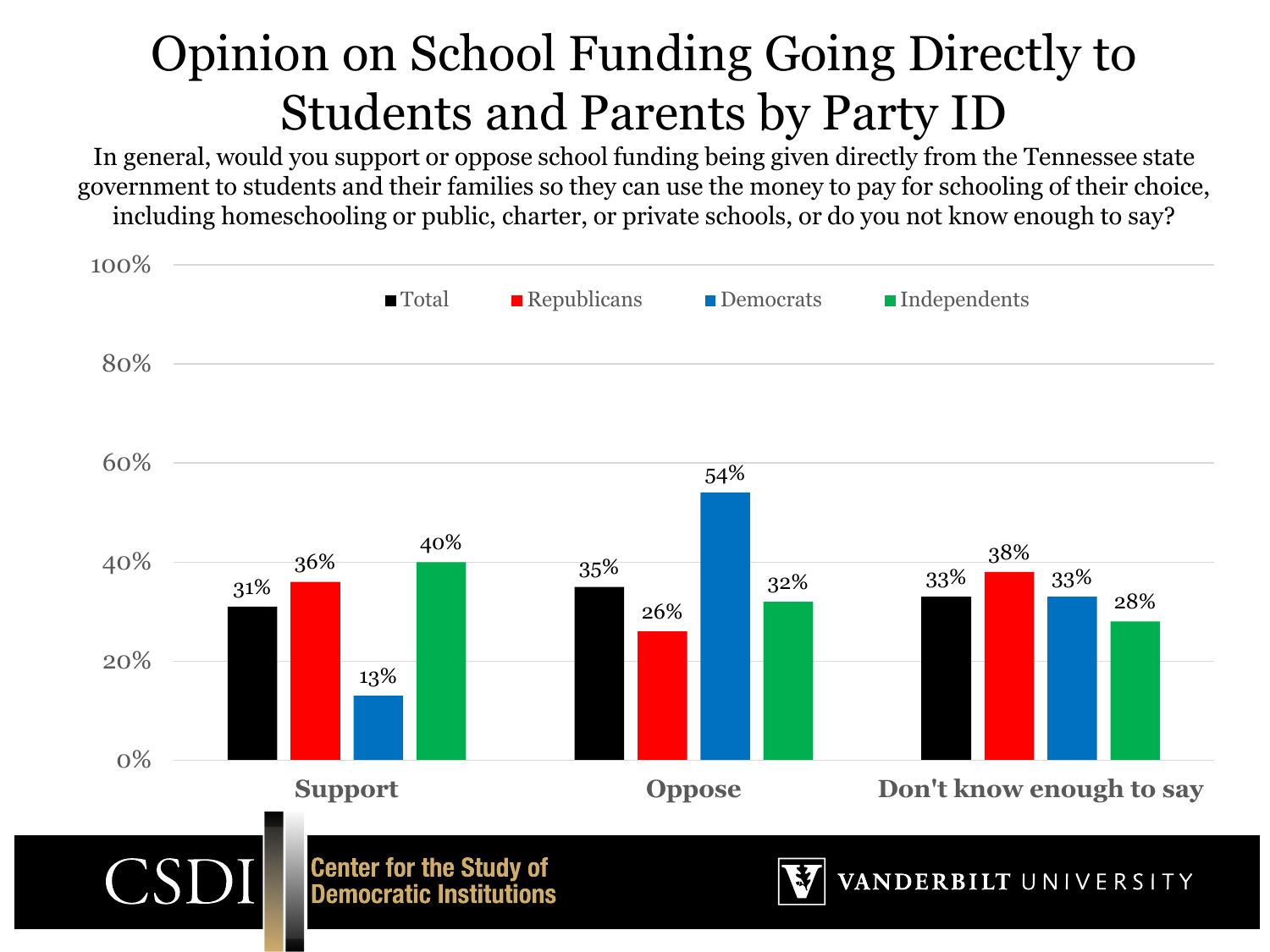# Opinion on School Funding Going Directly to Students and Parents by Party ID

In general, would you support or oppose school funding being given directly from the Tennessee state government to students and their families so they can use the money to pay for schooling of their choice, including homeschooling or public, charter, or private schools, or do you not know enough to say?

| | Total | Republicans | Democrats | Independents |
|---|---|---|---|---|
| Support | 31% | 36% | 13% | 40% |
| Oppose | 35% | 26% | 54% | 32% |
| Don't know enough to say | 33% | 38% | 33% | 28% |

CSDI Center for the Study of Democratic Institutions

VANDERBILT UNIVERSITY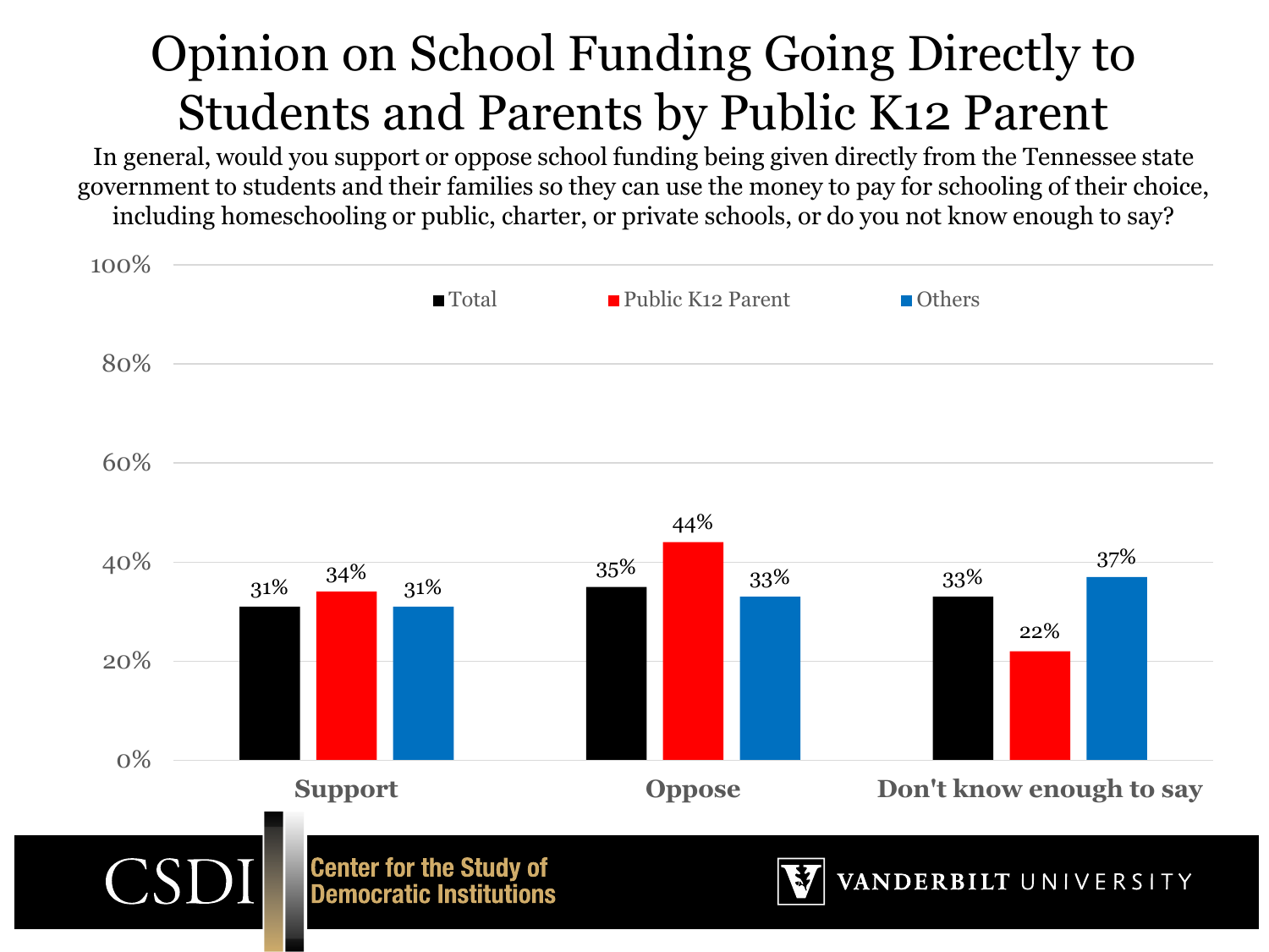# Opinion on School Funding Going Directly to Students and Parents by Public K12 Parent

In general, would you support or oppose school funding being given directly from the Tennessee state government to students and their families so they can use the money to pay for schooling of their choice, including homeschooling or public, charter, or private schools, or do you not know enough to say?

| | Total | Public K12 Parent | Others |
|---|---|---|---|
| Support | 31% | 34% | 31% |
| Oppose | 35% | 44% | 33% |
| Don't know enough to say | 33% | 22% | 37% |

CSDI Center for the Study of Democratic Institutions

VANDERBILT UNIVERSITY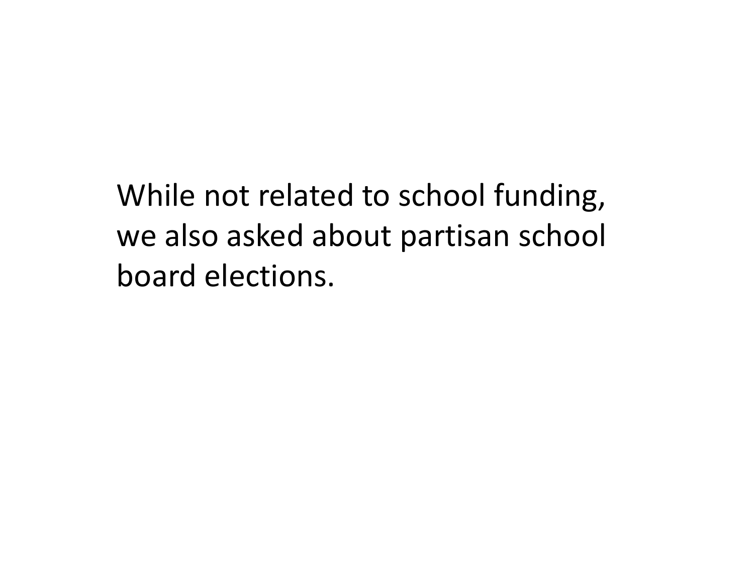While not related to school funding, we also asked about partisan school board elections.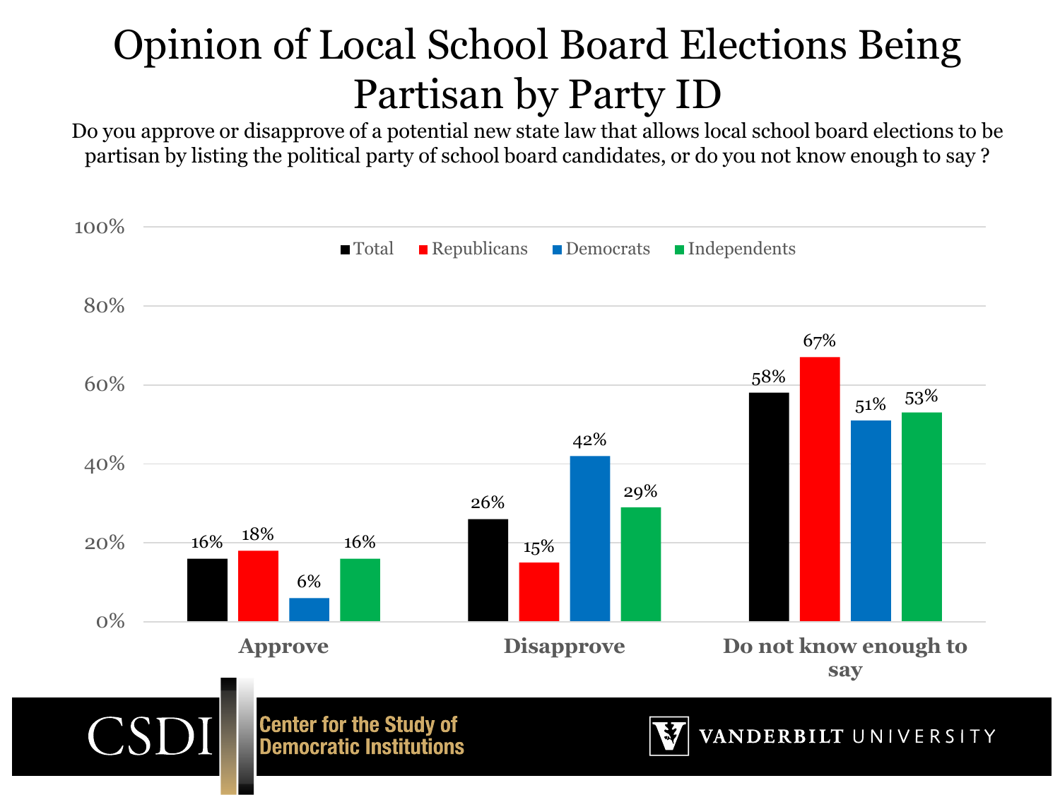# Opinion of Local School Board Elections Being Partisan by Party ID

Do you approve or disapprove of a potential new state law that allows local school board elections to be partisan by listing the political party of school board candidates, or do you not know enough to say ?

100%
80%
60%
40%
20%
0%

Total
Republicans
Democrats
Independents

Approve
16%
18%
6%
16%

Disapprove
26%
15%
42%
29%

Do not know enough to say
58%
67%
51%
53%

CSDI Center for the Study of Democratic Institutions

VANDERBILT UNIVERSITY